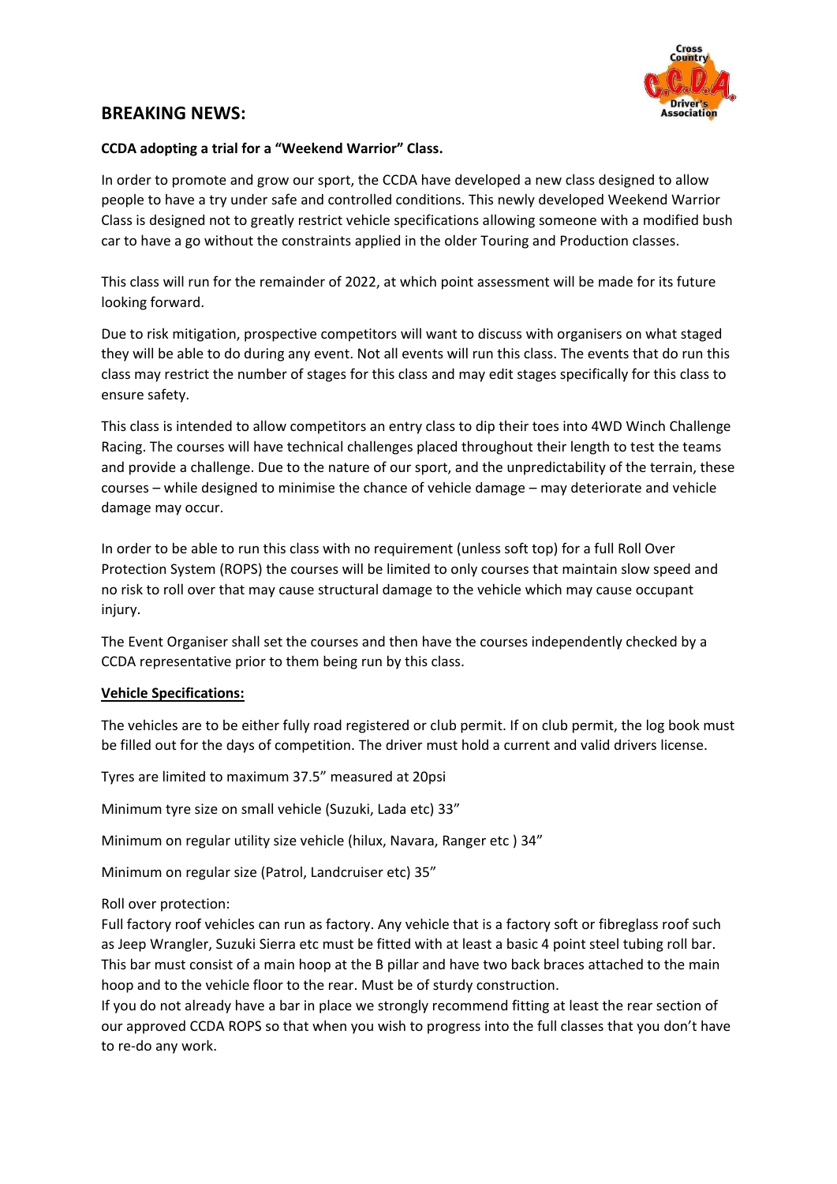## BREAKING NEWS:

**CCDA adopting a trial for a "Weekend Warrior" Class.**

In order to promote and grow our sport, the CCDA have developed a new class designed to allow people to have a try under safe and controlled conditions. This newly developed Weekend Warrior Class is designed not to greatly restrict vehicle specifications allowing someone with a modified bush car to have a go without the constraints applied in the older Touring and Production classes.

This class will run for the remainder of 2022, at which point assessment will be made for its future looking forward.

Due to risk mitigation, prospective competitors will want to discuss with organisers on what staged they will be able to do during any event. Not all events will run this class. The events that do run this class may restrict the number of stages for this class and may edit stages specifically for this class to ensure safety.

This class is intended to allow competitors an entry class to dip their toes into 4WD Winch Challenge Racing. The courses will have technical challenges placed throughout their length to test the teams and provide a challenge. Due to the nature of our sport, and the unpredictability of the terrain, these courses – while designed to minimise the chance of vehicle damage – may deteriorate and vehicle damage may occur.

In order to be able to run this class with no requirement (unless soft top) for a full Roll Over Protection System (ROPS) the courses will be limited to only courses that maintain slow speed and no risk to roll over that may cause structural damage to the vehicle which may cause occupant injury.

The Event Organiser shall set the courses and then have the courses independently checked by a CCDA representative prior to them being run by this class.

**Vehicle Specifications:**

The vehicles are to be either fully road registered or club permit. If on club permit, the log book must be filled out for the days of competition. The driver must hold a current and valid drivers license.

Tyres are limited to maximum 37.5" measured at 20psi

Minimum tyre size on small vehicle (Suzuki, Lada etc) 33"

Minimum on regular utility size vehicle (hilux, Navara, Ranger etc ) 34"

Minimum on regular size (Patrol, Landcruiser etc) 35"

Roll over protection:
Full factory roof vehicles can run as factory. Any vehicle that is a factory soft or fibreglass roof such as Jeep Wrangler, Suzuki Sierra etc must be fitted with at least a basic 4 point steel tubing roll bar. This bar must consist of a main hoop at the B pillar and have two back braces attached to the main hoop and to the vehicle floor to the rear. Must be of sturdy construction.
If you do not already have a bar in place we strongly recommend fitting at least the rear section of our approved CCDA ROPS so that when you wish to progress into the full classes that you don't have to re-do any work.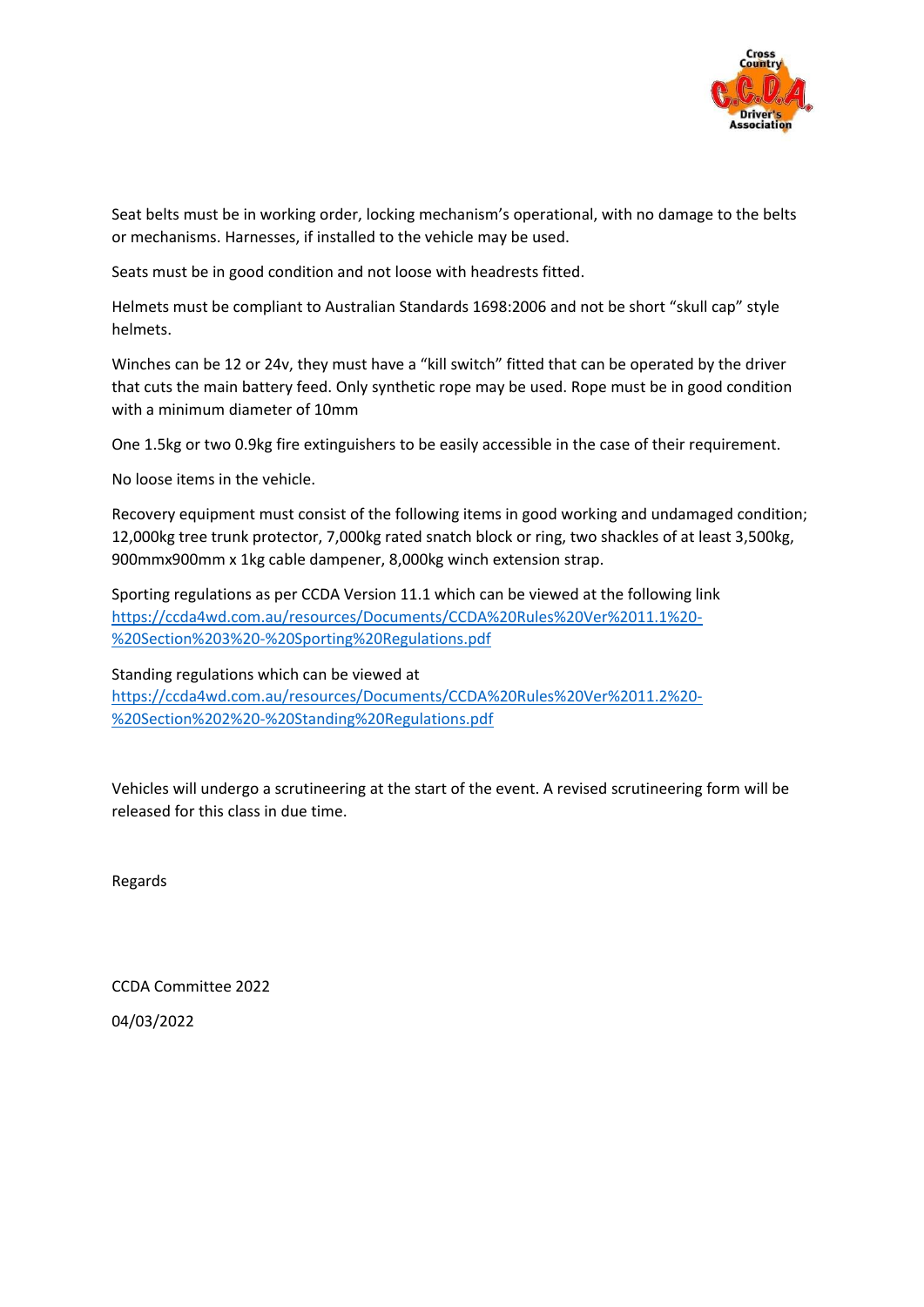Seat belts must be in working order, locking mechanism's operational, with no damage to the belts or mechanisms. Harnesses, if installed to the vehicle may be used.

Seats must be in good condition and not loose with headrests fitted.

Helmets must be compliant to Australian Standards 1698:2006 and not be short "skull cap" style helmets.

Winches can be 12 or 24v, they must have a "kill switch" fitted that can be operated by the driver that cuts the main battery feed. Only synthetic rope may be used. Rope must be in good condition with a minimum diameter of 10mm

One 1.5kg or two 0.9kg fire extinguishers to be easily accessible in the case of their requirement.

No loose items in the vehicle.

Recovery equipment must consist of the following items in good working and undamaged condition; 12,000kg tree trunk protector, 7,000kg rated snatch block or ring, two shackles of at least 3,500kg, 900mmx900mm x 1kg cable dampener, 8,000kg winch extension strap.

Sporting regulations as per CCDA Version 11.1 which can be viewed at the following link
[https://ccda4wd.com.au/resources/Documents/CCDA%20Rules%20Ver%2011.1%20-%20Section%203%20-%20Sporting%20Regulations.pdf](https://ccda4wd.com.au/resources/Documents/CCDA%20Rules%20Ver%2011.1%20-%20Section%203%20-%20Sporting%20Regulations.pdf)

Standing regulations which can be viewed at
[https://ccda4wd.com.au/resources/Documents/CCDA%20Rules%20Ver%2011.2%20-%20Section%202%20-%20Standing%20Regulations.pdf](https://ccda4wd.com.au/resources/Documents/CCDA%20Rules%20Ver%2011.2%20-%20Section%202%20-%20Standing%20Regulations.pdf)

Vehicles will undergo a scrutineering at the start of the event. A revised scrutineering form will be released for this class in due time.

Regards

CCDA Committee 2022

04/03/2022